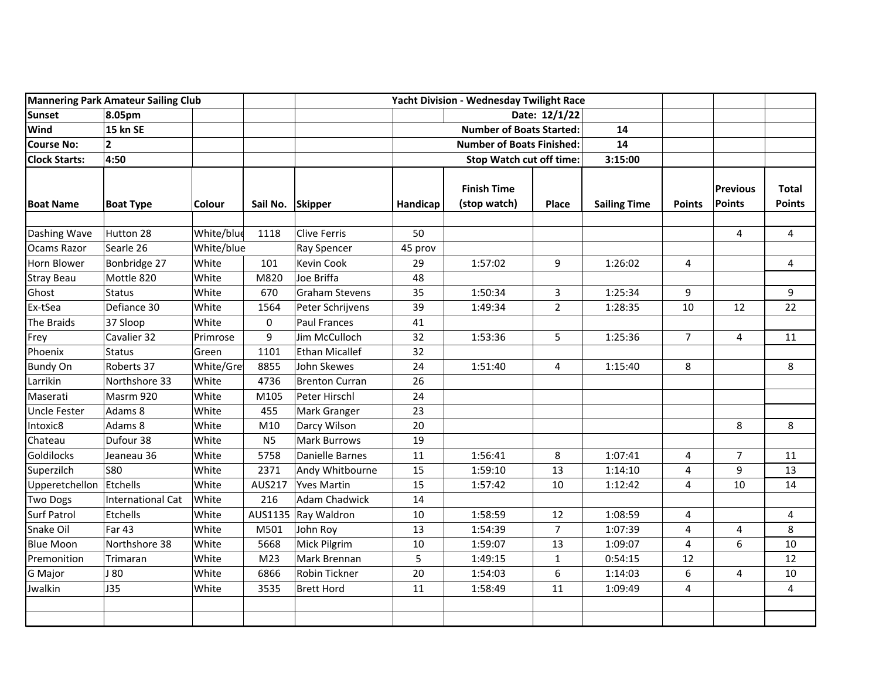| Mannering Park Amateur Sailing Club | | | | | Yacht Division - Wednesday Twilight Race | | | | | | |
|---|---|---|---|---|---|---|---|---|---|---|---|
| Sunset | 8.05pm | | | | | | Date: 12/1/22 | | | | |
| Wind | 15 kn SE | | | | | Number of Boats Started: | | 14 | | | |
| Course No: | 2 | | | | | Number of Boats Finished: | | 14 | | | |
| Clock Starts: | 4:50 | | | | | Stop Watch cut off time: | | 3:15:00 | | | |
| **Boat Name** | **Boat Type** | **Colour** | **Sail No.** | **Skipper** | **Handicap** | **Finish Time (stop watch)** | **Place** | **Sailing Time** | **Points** | **Previous Points** | **Total Points** |
| | | | | | | | | | | | |
| Dashing Wave | Hutton 28 | White/blue | 1118 | Clive Ferris | 50 | | | | | 4 | 4 |
| Ocams Razor | Searle 26 | White/blue | | Ray Spencer | 45 prov | | | | | | |
| Horn Blower | Bonbridge 27 | White | 101 | Kevin Cook | 29 | 1:57:02 | 9 | 1:26:02 | 4 | | 4 |
| Stray Beau | Mottle 820 | White | M820 | Joe Briffa | 48 | | | | | | |
| Ghost | Status | White | 670 | Graham Stevens | 35 | 1:50:34 | 3 | 1:25:34 | 9 | | 9 |
| Ex-tSea | Defiance 30 | White | 1564 | Peter Schrijvens | 39 | 1:49:34 | 2 | 1:28:35 | 10 | 12 | 22 |
| The Braids | 37 Sloop | White | 0 | Paul Frances | 41 | | | | | | |
| Frey | Cavalier 32 | Primrose | 9 | Jim McCulloch | 32 | 1:53:36 | 5 | 1:25:36 | 7 | 4 | 11 |
| Phoenix | Status | Green | 1101 | Ethan Micallef | 32 | | | | | | |
| Bundy On | Roberts 37 | White/Grey | 8855 | John Skewes | 24 | 1:51:40 | 4 | 1:15:40 | 8 | | 8 |
| Larrikin | Northshore 33 | White | 4736 | Brenton Curran | 26 | | | | | | |
| Maserati | Masrm 920 | White | M105 | Peter Hirschl | 24 | | | | | | |
| Uncle Fester | Adams 8 | White | 455 | Mark Granger | 23 | | | | | | |
| Intoxic8 | Adams 8 | White | M10 | Darcy Wilson | 20 | | | | | 8 | 8 |
| Chateau | Dufour 38 | White | N5 | Mark Burrows | 19 | | | | | | |
| Goldilocks | Jeaneau 36 | White | 5758 | Danielle Barnes | 11 | 1:56:41 | 8 | 1:07:41 | 4 | 7 | 11 |
| Superzilch | S80 | White | 2371 | Andy Whitbourne | 15 | 1:59:10 | 13 | 1:14:10 | 4 | 9 | 13 |
| Upperetchellon | Etchells | White | AUS217 | Yves Martin | 15 | 1:57:42 | 10 | 1:12:42 | 4 | 10 | 14 |
| Two Dogs | International Cat | White | 216 | Adam Chadwick | 14 | | | | | | |
| Surf Patrol | Etchells | White | AUS1135 | Ray Waldron | 10 | 1:58:59 | 12 | 1:08:59 | 4 | | 4 |
| Snake Oil | Far 43 | White | M501 | John Roy | 13 | 1:54:39 | 7 | 1:07:39 | 4 | 4 | 8 |
| Blue Moon | Northshore 38 | White | 5668 | Mick Pilgrim | 10 | 1:59:07 | 13 | 1:09:07 | 4 | 6 | 10 |
| Premonition | Trimaran | White | M23 | Mark Brennan | 5 | 1:49:15 | 1 | 0:54:15 | 12 | | 12 |
| G Major | J 80 | White | 6866 | Robin Tickner | 20 | 1:54:03 | 6 | 1:14:03 | 6 | 4 | 10 |
| Jwalkin | J35 | White | 3535 | Brett Hord | 11 | 1:58:49 | 11 | 1:09:49 | 4 | | 4 |
| | | | | | | | | | | | |
| | | | | | | | | | | | |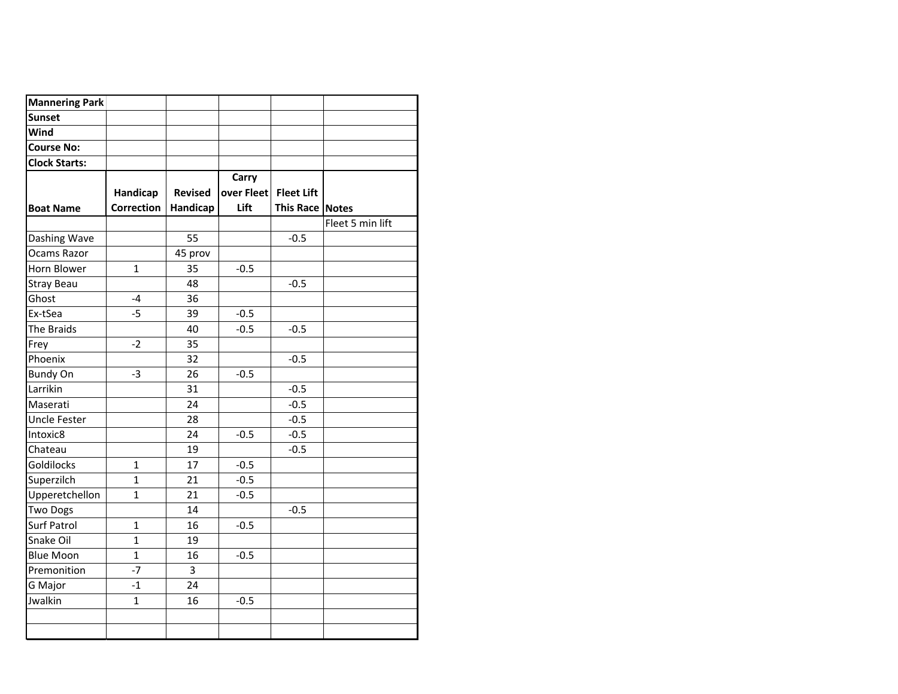| | | | | | |
|---|---|---|---|---|---|
| **Mannering Park** | | | | | |
| **Sunset** | | | | | |
| **Wind** | | | | | |
| **Course No:** | | | | | |
| **Clock Starts:** | | | | | |
| **Boat Name** | **Handicap Correction** | **Revised Handicap** | **Carry over Fleet Lift** | **Fleet Lift This Race** | **Notes** |
| | | | | | Fleet 5 min lift |
| Dashing Wave | | 55 | | -0.5 | |
| Ocams Razor | | 45 prov | | | |
| Horn Blower | 1 | 35 | -0.5 | | |
| Stray Beau | | 48 | | -0.5 | |
| Ghost | -4 | 36 | | | |
| Ex-tSea | -5 | 39 | -0.5 | | |
| The Braids | | 40 | -0.5 | -0.5 | |
| Frey | -2 | 35 | | | |
| Phoenix | | 32 | | -0.5 | |
| Bundy On | -3 | 26 | -0.5 | | |
| Larrikin | | 31 | | -0.5 | |
| Maserati | | 24 | | -0.5 | |
| Uncle Fester | | 28 | | -0.5 | |
| Intoxic8 | | 24 | -0.5 | -0.5 | |
| Chateau | | 19 | | -0.5 | |
| Goldilocks | 1 | 17 | -0.5 | | |
| Superzilch | 1 | 21 | -0.5 | | |
| Upperetchellon | 1 | 21 | -0.5 | | |
| Two Dogs | | 14 | | -0.5 | |
| Surf Patrol | 1 | 16 | -0.5 | | |
| Snake Oil | 1 | 19 | | | |
| Blue Moon | 1 | 16 | -0.5 | | |
| Premonition | -7 | 3 | | | |
| G Major | -1 | 24 | | | |
| Jwalkin | 1 | 16 | -0.5 | | |
| | | | | | |
| | | | | | |